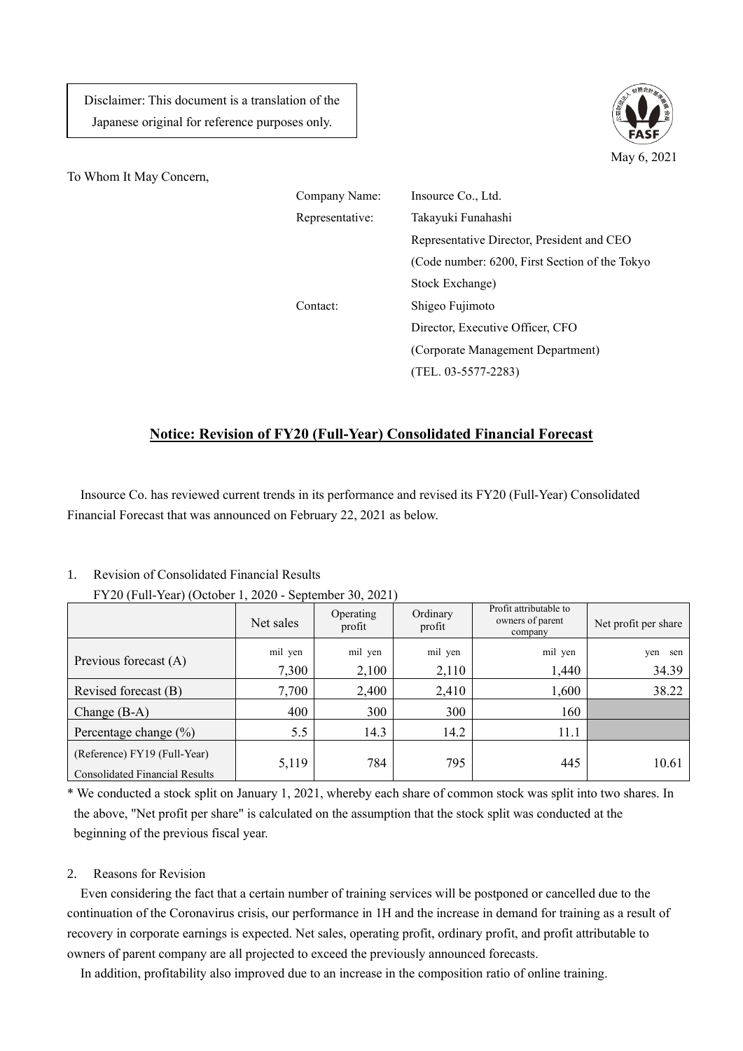Disclaimer: This document is a translation of the Japanese original for reference purposes only.

May 6, 2021

To Whom It May Concern,

Company Name: Insource Co., Ltd.
Representative: Takayuki Funahashi
Representative Director, President and CEO
(Code number: 6200, First Section of the Tokyo Stock Exchange)
Contact: Shigeo Fujimoto
Director, Executive Officer, CFO
(Corporate Management Department)
(TEL. 03-5577-2283)

## Notice: Revision of FY20 (Full-Year) Consolidated Financial Forecast

Insource Co. has reviewed current trends in its performance and revised its FY20 (Full-Year) Consolidated Financial Forecast that was announced on February 22, 2021 as below.

1. Revision of Consolidated Financial Results

FY20 (Full-Year) (October 1, 2020 - September 30, 2021)

| | Net sales | Operating profit | Ordinary profit | Profit attributable to owners of parent company | Net profit per share |
|---|---|---|---|---|---|
| | mil yen | mil yen | mil yen | mil yen | yen sen |
| Previous forecast (A) | 7,300 | 2,100 | 2,110 | 1,440 | 34.39 |
| Revised forecast (B) | 7,700 | 2,400 | 2,410 | 1,600 | 38.22 |
| Change (B-A) | 400 | 300 | 300 | 160 | |
| Percentage change (%) | 5.5 | 14.3 | 14.2 | 11.1 | |
| (Reference) FY19 (Full-Year) Consolidated Financial Results | 5,119 | 784 | 795 | 445 | 10.61 |

* We conducted a stock split on January 1, 2021, whereby each share of common stock was split into two shares. In the above, "Net profit per share" is calculated on the assumption that the stock split was conducted at the beginning of the previous fiscal year.

2. Reasons for Revision

Even considering the fact that a certain number of training services will be postponed or cancelled due to the continuation of the Coronavirus crisis, our performance in 1H and the increase in demand for training as a result of recovery in corporate earnings is expected. Net sales, operating profit, ordinary profit, and profit attributable to owners of parent company are all projected to exceed the previously announced forecasts.

In addition, profitability also improved due to an increase in the composition ratio of online training.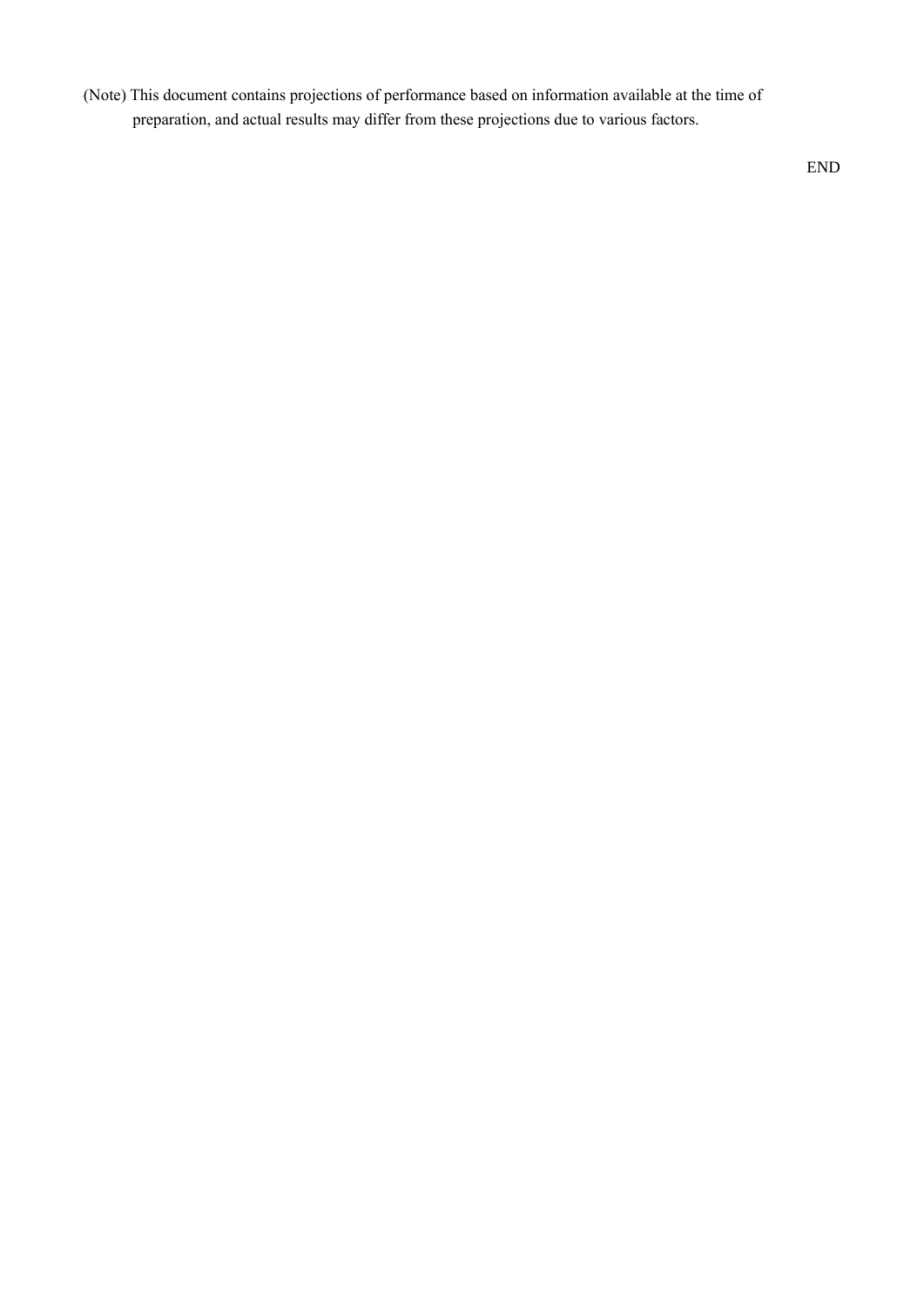(Note) This document contains projections of performance based on information available at the time of preparation, and actual results may differ from these projections due to various factors.

END